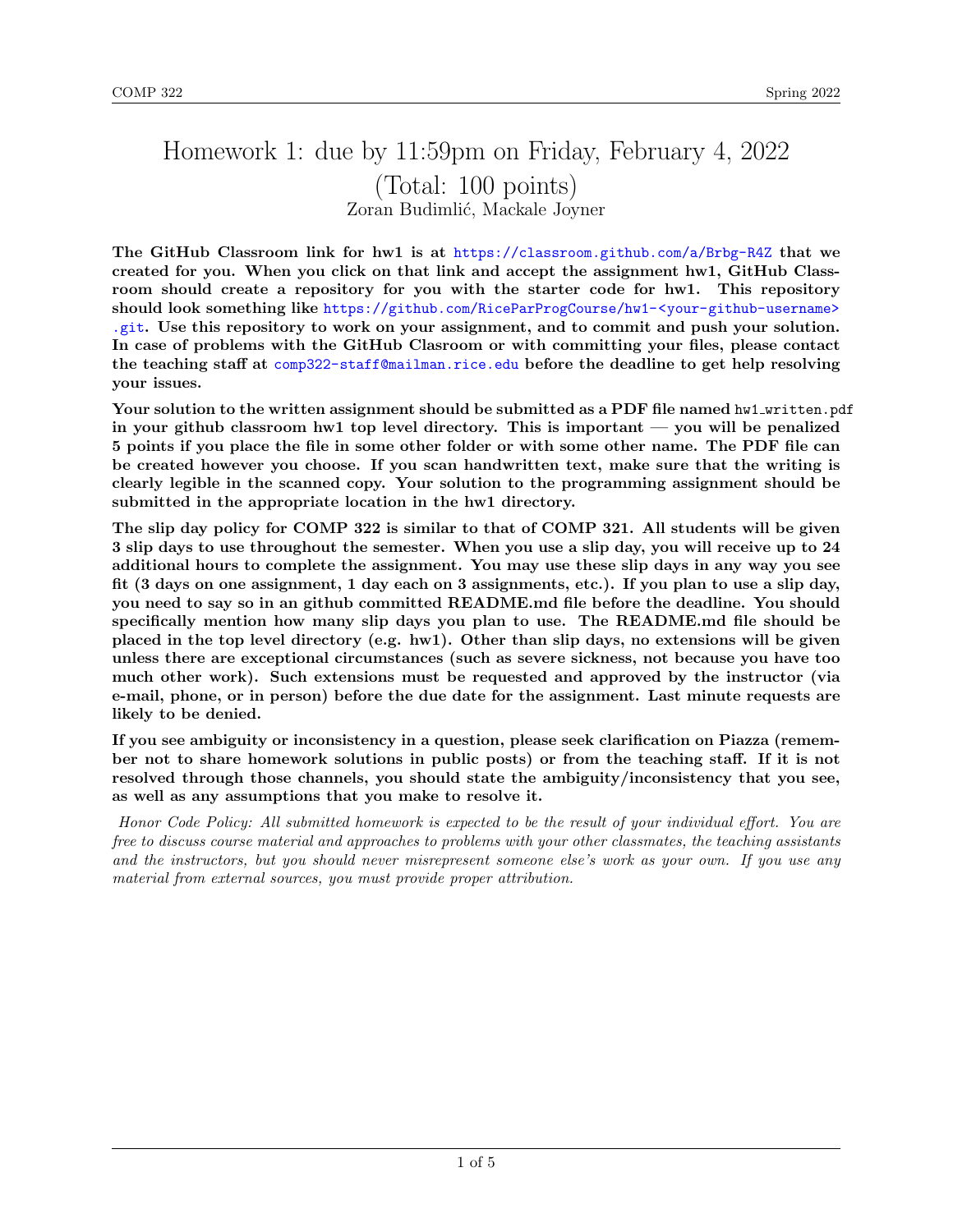# Homework 1: due by 11:59pm on Friday, February 4, 2022
## (Total: 100 points)
Zoran Budimlić, Mackale Joyner

**The GitHub Classroom link for hw1 is at https://classroom.github.com/a/Brbg-R4Z that we created for you. When you click on that link and accept the assignment hw1, GitHub Classroom should create a repository for you with the starter code for hw1. This repository should look something like https://github.com/RiceParProgCourse/hw1-<your-github-username>.git. Use this repository to work on your assignment, and to commit and push your solution. In case of problems with the GitHub Clasroom or with committing your files, please contact the teaching staff at comp322-staff@mailman.rice.edu before the deadline to get help resolving your issues.**

**Your solution to the written assignment should be submitted as a PDF file named** `hw1_written.pdf` **in your github classroom hw1 top level directory. This is important — you will be penalized 5 points if you place the file in some other folder or with some other name. The PDF file can be created however you choose. If you scan handwritten text, make sure that the writing is clearly legible in the scanned copy. Your solution to the programming assignment should be submitted in the appropriate location in the hw1 directory.**

**The slip day policy for COMP 322 is similar to that of COMP 321. All students will be given 3 slip days to use throughout the semester. When you use a slip day, you will receive up to 24 additional hours to complete the assignment. You may use these slip days in any way you see fit (3 days on one assignment, 1 day each on 3 assignments, etc.). If you plan to use a slip day, you need to say so in an github committed README.md file before the deadline. You should specifically mention how many slip days you plan to use. The README.md file should be placed in the top level directory (e.g. hw1). Other than slip days, no extensions will be given unless there are exceptional circumstances (such as severe sickness, not because you have too much other work). Such extensions must be requested and approved by the instructor (via e-mail, phone, or in person) before the due date for the assignment. Last minute requests are likely to be denied.**

**If you see ambiguity or inconsistency in a question, please seek clarification on Piazza (remember not to share homework solutions in public posts) or from the teaching staff. If it is not resolved through those channels, you should state the ambiguity/inconsistency that you see, as well as any assumptions that you make to resolve it.**

*Honor Code Policy: All submitted homework is expected to be the result of your individual effort. You are free to discuss course material and approaches to problems with your other classmates, the teaching assistants and the instructors, but you should never misrepresent someone else's work as your own. If you use any material from external sources, you must provide proper attribution.*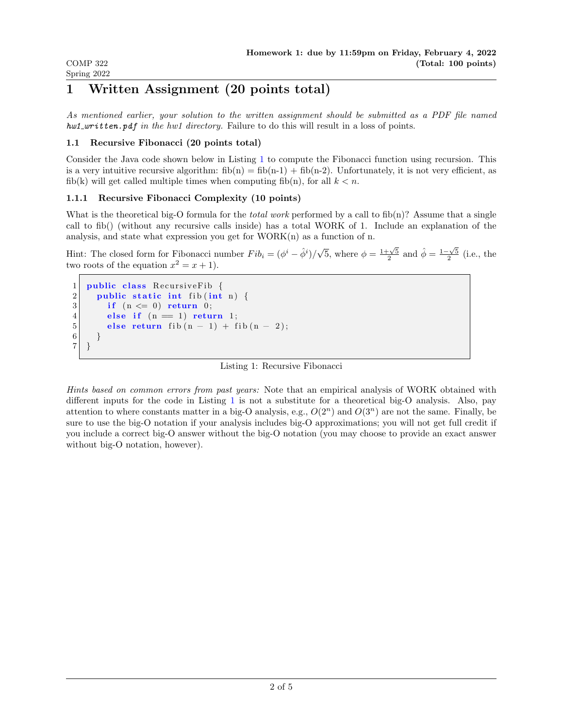# 1 Written Assignment (20 points total)

*As mentioned earlier, your solution to the written assignment should be submitted as a PDF file named **hw1_written.pdf** in the hw1 directory.* Failure to do this will result in a loss of points.

## 1.1 Recursive Fibonacci (20 points total)

Consider the Java code shown below in Listing 1 to compute the Fibonacci function using recursion. This is a very intuitive recursive algorithm: fib(n) = fib(n-1) + fib(n-2). Unfortunately, it is not very efficient, as fib(k) will get called multiple times when computing fib(n), for all $k < n$.

### 1.1.1 Recursive Fibonacci Complexity (10 points)

What is the theoretical big-O formula for the *total work* performed by a call to fib(n)? Assume that a single call to fib() (without any recursive calls inside) has a total WORK of 1. Include an explanation of the analysis, and state what expression you get for WORK(n) as a function of n.

Hint: The closed form for Fibonacci number $Fib_i = (\phi^i - \hat{\phi}^i)/\sqrt{5}$, where $\phi = \frac{1+\sqrt{5}}{2}$ and $\hat{\phi} = \frac{1-\sqrt{5}}{2}$ (i.e., the two roots of the equation $x^2 = x + 1$).

```java
public class RecursiveFib {
  public static int fib(int n) {
    if (n <= 0) return 0;
    else if (n == 1) return 1;
    else return fib(n - 1) + fib(n - 2);
  }
}
```

Listing 1: Recursive Fibonacci

*Hints based on common errors from past years:* Note that an empirical analysis of WORK obtained with different inputs for the code in Listing 1 is not a substitute for a theoretical big-O analysis. Also, pay attention to where constants matter in a big-O analysis, e.g., $O(2^n)$ and $O(3^n)$ are not the same. Finally, be sure to use the big-O notation if your analysis includes big-O approximations; you will not get full credit if you include a correct big-O answer without the big-O notation (you may choose to provide an exact answer without big-O notation, however).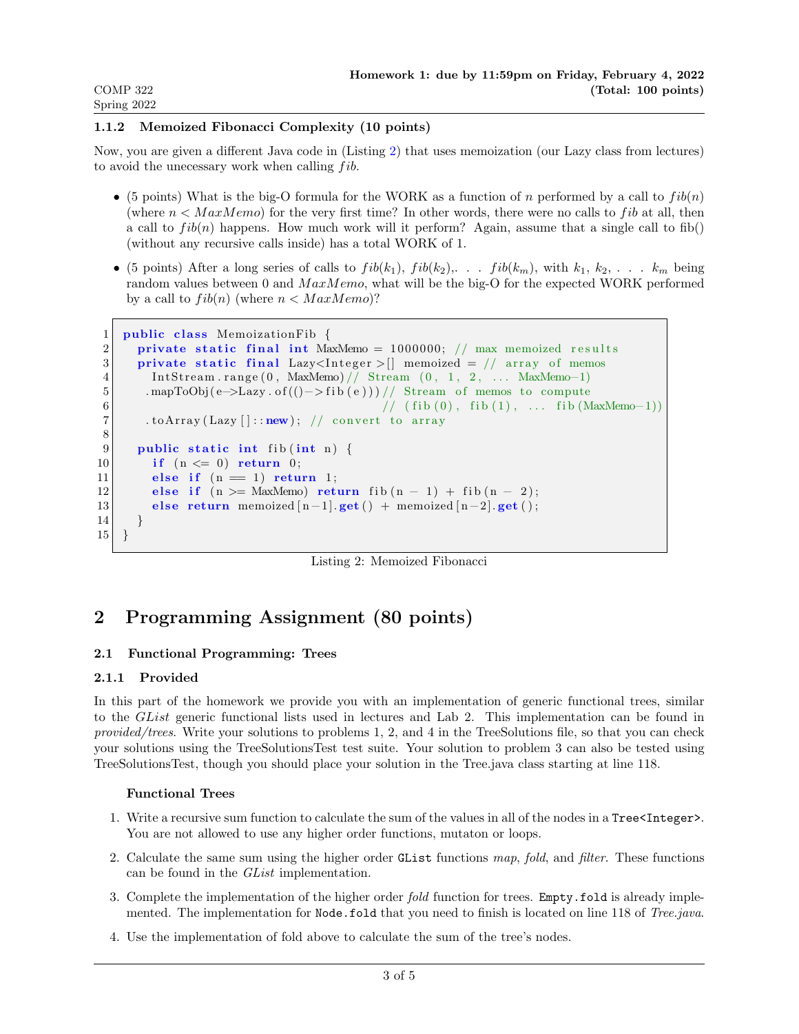### 1.1.2 Memoized Fibonacci Complexity (10 points)

Now, you are given a different Java code in (Listing 2) that uses memoization (our Lazy class from lectures) to avoid the unecessary work when calling $fib$.

- (5 points) What is the big-O formula for the WORK as a function of $n$ performed by a call to $fib(n)$ (where $n < MaxMemo$) for the very first time? In other words, there were no calls to $fib$ at all, then a call to $fib(n)$ happens. How much work will it perform? Again, assume that a single call to fib() (without any recursive calls inside) has a total WORK of 1.
- (5 points) After a long series of calls to $fib(k_1)$, $fib(k_2)$,. . . $fib(k_m)$, with $k_1$, $k_2$, . . . $k_m$ being random values between 0 and $MaxMemo$, what will be the big-O for the expected WORK performed by a call to $fib(n)$ (where $n < MaxMemo$)?

```java
public class MemoizationFib {
  private static final int MaxMemo = 1000000; // max memoized results
  private static final Lazy<Integer>[] memoized = // array of memos
    IntStream.range(0, MaxMemo)// Stream (0, 1, 2, ... MaxMemo-1)
   .mapToObj(e->Lazy.of(()->fib(e)))// Stream of memos to compute
                                     // (fib(0), fib(1), ... fib(MaxMemo-1))
   .toArray(Lazy[]::new); // convert to array

  public static int fib(int n) {
    if (n <= 0) return 0;
    else if (n == 1) return 1;
    else if (n >= MaxMemo) return fib(n - 1) + fib(n - 2);
    else return memoized[n-1].get() + memoized[n-2].get();
  }
}
```

Listing 2: Memoized Fibonacci

# 2 Programming Assignment (80 points)

## 2.1 Functional Programming: Trees

### 2.1.1 Provided

In this part of the homework we provide you with an implementation of generic functional trees, similar to the *GList* generic functional lists used in lectures and Lab 2. This implementation can be found in *provided/trees*. Write your solutions to problems 1, 2, and 4 in the TreeSolutions file, so that you can check your solutions using the TreeSolutionsTest test suite. Your solution to problem 3 can also be tested using TreeSolutionsTest, though you should place your solution in the Tree.java class starting at line 118.

**Functional Trees**

1. Write a recursive sum function to calculate the sum of the values in all of the nodes in a `Tree<Integer>`. You are not allowed to use any higher order functions, mutaton or loops.
2. Calculate the same sum using the higher order `GList` functions *map*, *fold*, and *filter*. These functions can be found in the *GList* implementation.
3. Complete the implementation of the higher order *fold* function for trees. `Empty.fold` is already implemented. The implementation for `Node.fold` that you need to finish is located on line 118 of *Tree.java*.
4. Use the implementation of fold above to calculate the sum of the tree's nodes.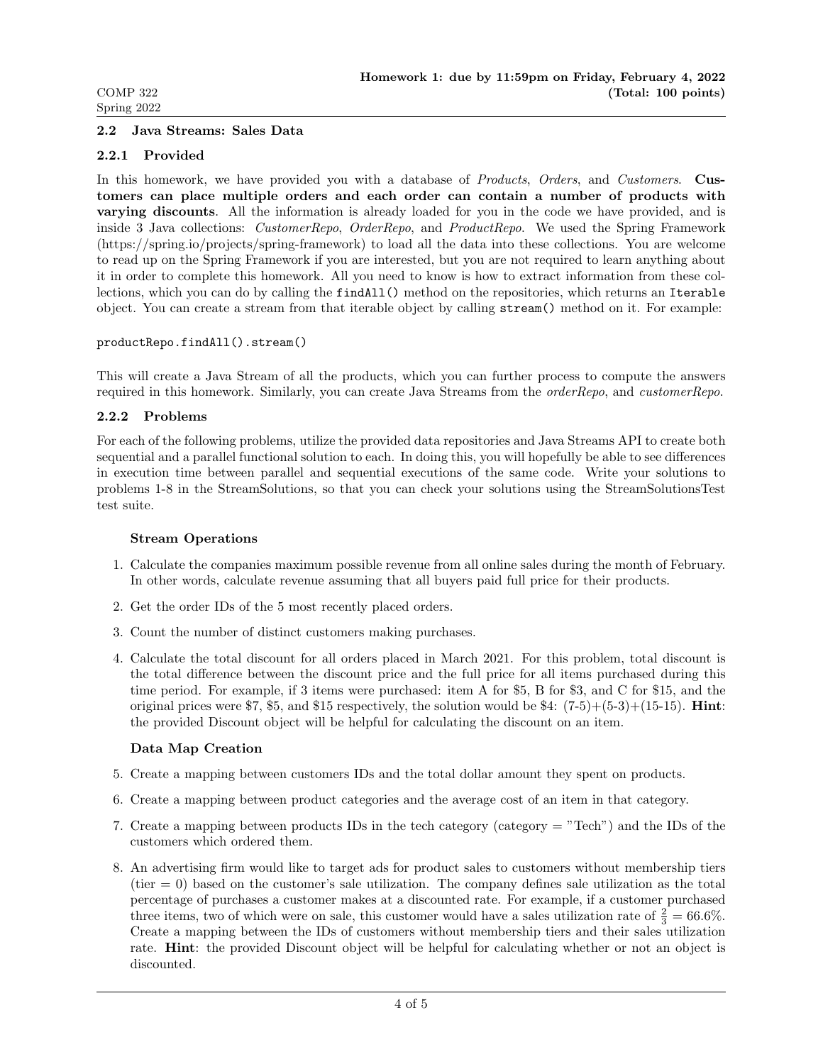### 2.2 Java Streams: Sales Data

#### 2.2.1 Provided

In this homework, we have provided you with a database of *Products*, *Orders*, and *Customers*. **Customers can place multiple orders and each order can contain a number of products with varying discounts**. All the information is already loaded for you in the code we have provided, and is inside 3 Java collections: *CustomerRepo*, *OrderRepo*, and *ProductRepo*. We used the Spring Framework (https://spring.io/projects/spring-framework) to load all the data into these collections. You are welcome to read up on the Spring Framework if you are interested, but you are not required to learn anything about it in order to complete this homework. All you need to know is how to extract information from these collections, which you can do by calling the `findAll()` method on the repositories, which returns an `Iterable` object. You can create a stream from that iterable object by calling `stream()` method on it. For example:

```
productRepo.findAll().stream()
```

This will create a Java Stream of all the products, which you can further process to compute the answers required in this homework. Similarly, you can create Java Streams from the *orderRepo*, and *customerRepo*.

#### 2.2.2 Problems

For each of the following problems, utilize the provided data repositories and Java Streams API to create both sequential and a parallel functional solution to each. In doing this, you will hopefully be able to see differences in execution time between parallel and sequential executions of the same code. Write your solutions to problems 1-8 in the StreamSolutions, so that you can check your solutions using the StreamSolutionsTest test suite.

**Stream Operations**

1. Calculate the companies maximum possible revenue from all online sales during the month of February. In other words, calculate revenue assuming that all buyers paid full price for their products.
2. Get the order IDs of the 5 most recently placed orders.
3. Count the number of distinct customers making purchases.
4. Calculate the total discount for all orders placed in March 2021. For this problem, total discount is the total difference between the discount price and the full price for all items purchased during this time period. For example, if 3 items were purchased: item A for \$5, B for \$3, and C for \$15, and the original prices were \$7, \$5, and \$15 respectively, the solution would be \$4: (7-5)+(5-3)+(15-15). **Hint**: the provided Discount object will be helpful for calculating the discount on an item.

**Data Map Creation**

5. Create a mapping between customers IDs and the total dollar amount they spent on products.
6. Create a mapping between product categories and the average cost of an item in that category.
7. Create a mapping between products IDs in the tech category (category = "Tech") and the IDs of the customers which ordered them.
8. An advertising firm would like to target ads for product sales to customers without membership tiers (tier = 0) based on the customer's sale utilization. The company defines sale utilization as the total percentage of purchases a customer makes at a discounted rate. For example, if a customer purchased three items, two of which were on sale, this customer would have a sales utilization rate of $\frac{2}{3} = 66.6\%$. Create a mapping between the IDs of customers without membership tiers and their sales utilization rate. **Hint**: the provided Discount object will be helpful for calculating whether or not an object is discounted.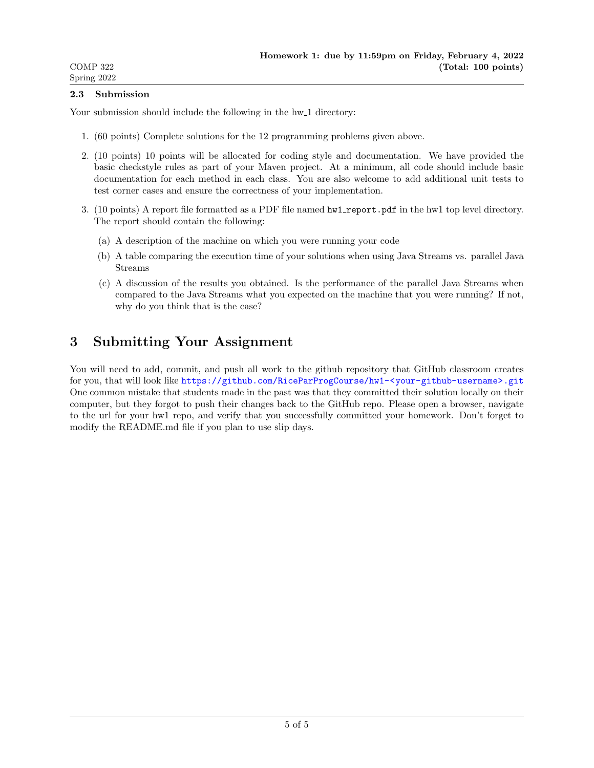### 2.3 Submission

Your submission should include the following in the hw_1 directory:

1. (60 points) Complete solutions for the 12 programming problems given above.
2. (10 points) 10 points will be allocated for coding style and documentation. We have provided the basic checkstyle rules as part of your Maven project. At a minimum, all code should include basic documentation for each method in each class. You are also welcome to add additional unit tests to test corner cases and ensure the correctness of your implementation.
3. (10 points) A report file formatted as a PDF file named `hw1_report.pdf` in the hw1 top level directory. The report should contain the following:
   (a) A description of the machine on which you were running your code
   (b) A table comparing the execution time of your solutions when using Java Streams vs. parallel Java Streams
   (c) A discussion of the results you obtained. Is the performance of the parallel Java Streams when compared to the Java Streams what you expected on the machine that you were running? If not, why do you think that is the case?

# 3 Submitting Your Assignment

You will need to add, commit, and push all work to the github repository that GitHub classroom creates for you, that will look like https://github.com/RiceParProgCourse/hw1-<your-github-username>.git One common mistake that students made in the past was that they committed their solution locally on their computer, but they forgot to push their changes back to the GitHub repo. Please open a browser, navigate to the url for your hw1 repo, and verify that you successfully committed your homework. Don't forget to modify the README.md file if you plan to use slip days.